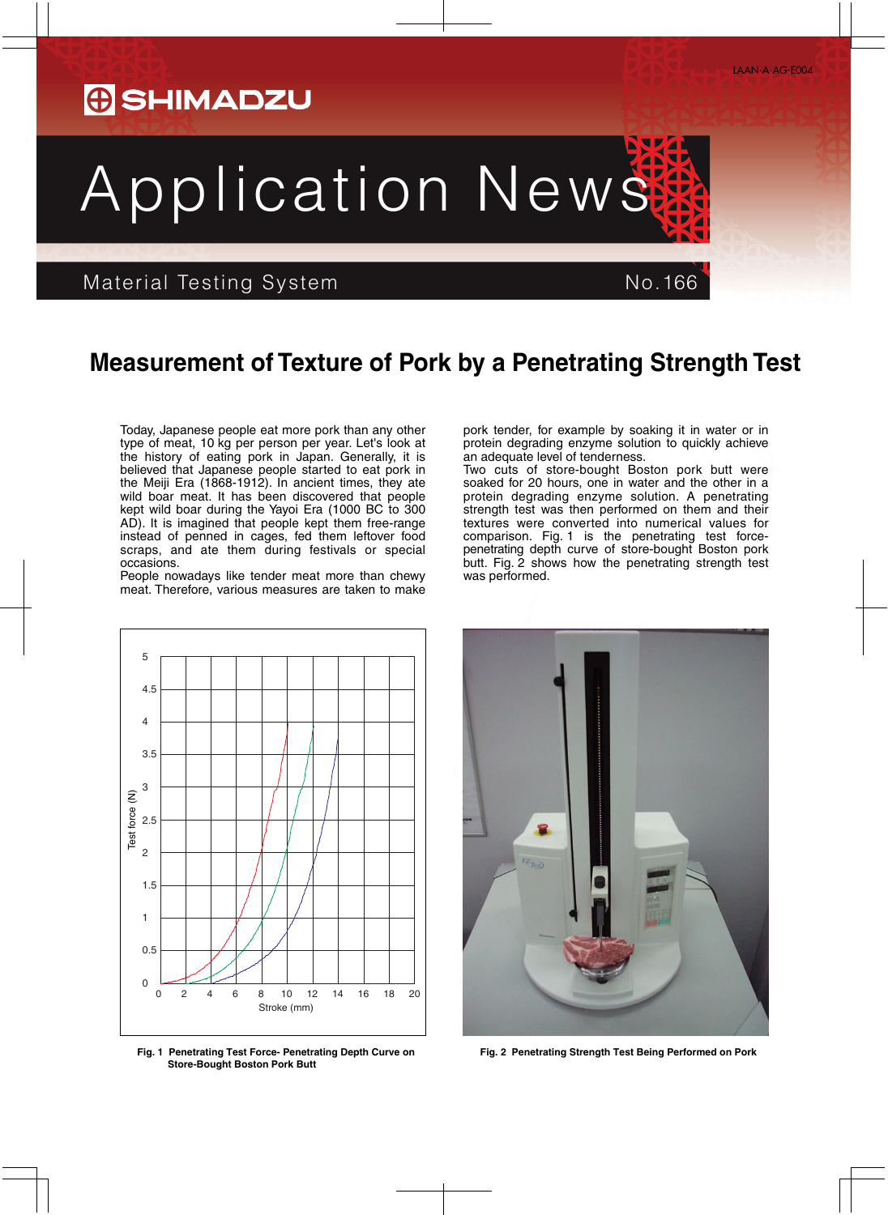# Application News

Material Testing System No.166

## Measurement of Texture of Pork by a Penetrating Strength Test

Today, Japanese people eat more pork than any other type of meat, 10 kg per person per year. Let's look at the history of eating pork in Japan. Generally, it is believed that Japanese people started to eat pork in the Meiji Era (1868-1912). In ancient times, they ate wild boar meat. It has been discovered that people kept wild boar during the Yayoi Era (1000 BC to 300 AD). It is imagined that people kept them free-range instead of penned in cages, fed them leftover food scraps, and ate them during festivals or special occasions.

People nowadays like tender meat more than chewy meat. Therefore, various measures are taken to make pork tender, for example by soaking it in water or in protein degrading enzyme solution to quickly achieve an adequate level of tenderness.

Two cuts of store-bought Boston pork butt were soaked for 20 hours, one in water and the other in a protein degrading enzyme solution. A penetrating strength test was then performed on them and their textures were converted into numerical values for comparison. Fig. 1 is the penetrating test force-penetrating depth curve of store-bought Boston pork butt. Fig. 2 shows how the penetrating strength test was performed.

Fig. 1 Penetrating Test Force- Penetrating Depth Curve on Store-Bought Boston Pork Butt

Fig. 2 Penetrating Strength Test Being Performed on Pork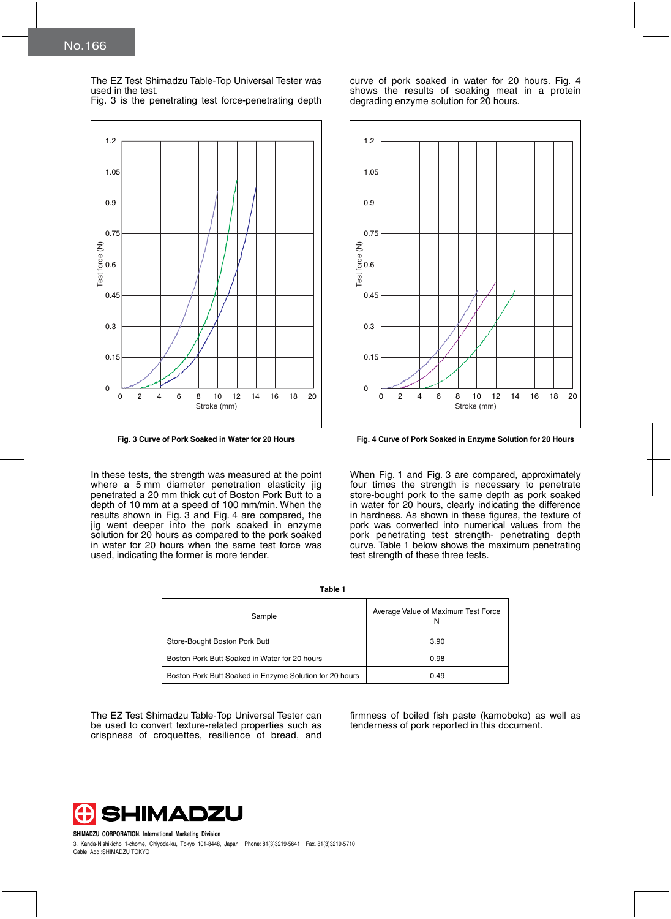The EZ Test Shimadzu Table-Top Universal Tester was used in the test.
Fig. 3 is the penetrating test force-penetrating depth curve of pork soaked in water for 20 hours. Fig. 4 shows the results of soaking meat in a protein degrading enzyme solution for 20 hours.

1.2
1.05
0.9
0.75
0.6
0.45
0.3
0.15
0
Test force (N)
0 2 4 6 8 10 12 14 16 18 20
Stroke (mm)

**Fig. 3 Curve of Pork Soaked in Water for 20 Hours**

1.2
1.05
0.9
0.75
0.6
0.45
0.3
0.15
0
Test force (N)
0 2 4 6 8 10 12 14 16 18 20
Stroke (mm)

**Fig. 4 Curve of Pork Soaked in Enzyme Solution for 20 Hours**

In these tests, the strength was measured at the point where a 5 mm diameter penetration elasticity jig penetrated a 20 mm thick cut of Boston Pork Butt to a depth of 10 mm at a speed of 100 mm/min. When the results shown in Fig. 3 and Fig. 4 are compared, the jig went deeper into the pork soaked in enzyme solution for 20 hours as compared to the pork soaked in water for 20 hours when the same test force was used, indicating the former is more tender.

When Fig. 1 and Fig. 3 are compared, approximately four times the strength is necessary to penetrate store-bought pork to the same depth as pork soaked in water for 20 hours, clearly indicating the difference in hardness. As shown in these figures, the texture of pork was converted into numerical values from the pork penetrating test strength- penetrating depth curve. Table 1 below shows the maximum penetrating test strength of these three tests.

**Table 1**

| Sample | Average Value of Maximum Test Force N |
|---|---|
| Store-Bought Boston Pork Butt | 3.90 |
| Boston Pork Butt Soaked in Water for 20 hours | 0.98 |
| Boston Pork Butt Soaked in Enzyme Solution for 20 hours | 0.49 |

The EZ Test Shimadzu Table-Top Universal Tester can be used to convert texture-related properties such as crispness of croquettes, resilience of bread, and firmness of boiled fish paste (kamoboko) as well as tenderness of pork reported in this document.

SHIMADZU

SHIMADZU CORPORATION. International Marketing Division
3. Kanda-Nishikicho 1-chome, Chiyoda-ku, Tokyo 101-8448, Japan Phone: 81(3)3219-5641 Fax. 81(3)3219-5710
Cable Add.:SHIMADZU TOKYO